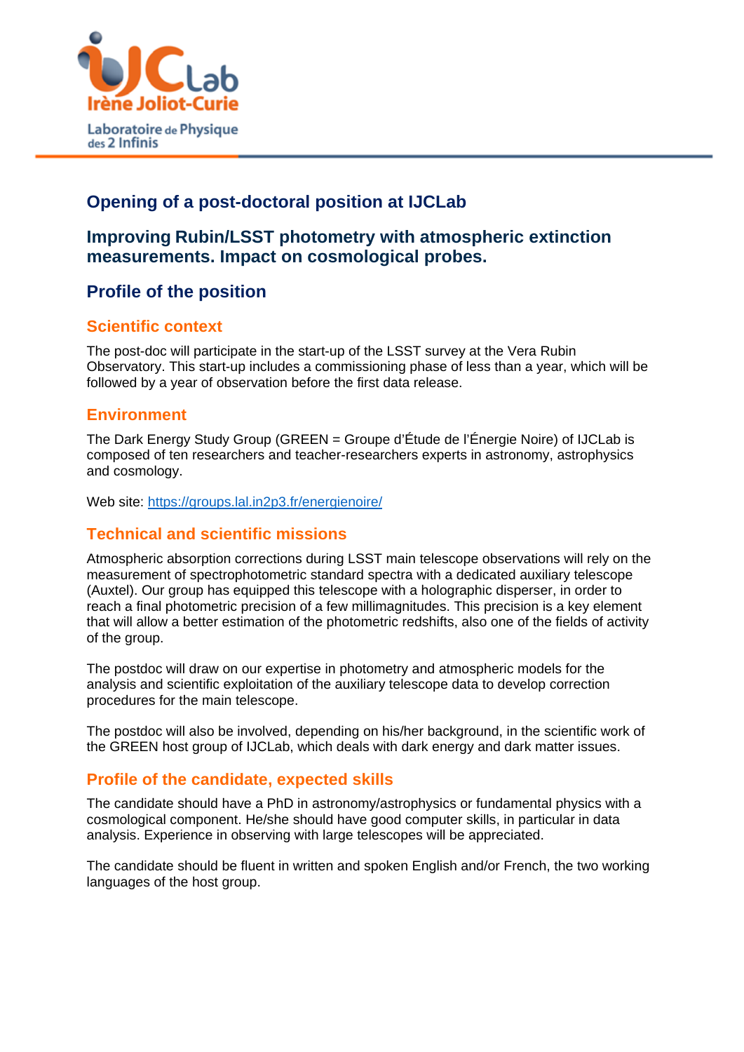## Opening of a post-doctoral position at IJCLab

## Improving Rubin/LSST photometry with atmospheric extinction measurements. Impact on cosmological probes.

## Profile of the position

### Scientific context

The post-doc will participate in the start-up of the LSST survey at the Vera Rubin Observatory. This start-up includes a commissioning phase of less than a year, which will be followed by a year of observation before the first data release.

### Environment

The Dark Energy Study Group (GREEN = Groupe d'Étude de l'Énergie Noire) of IJCLab is composed of ten researchers and teacher-researchers experts in astronomy, astrophysics and cosmology.

Web site: https://groups.lal.in2p3.fr/energienoire/

### Technical and scientific missions

Atmospheric absorption corrections during LSST main telescope observations will rely on the measurement of spectrophotometric standard spectra with a dedicated auxiliary telescope (Auxtel). Our group has equipped this telescope with a holographic disperser, in order to reach a final photometric precision of a few millimagnitudes. This precision is a key element that will allow a better estimation of the photometric redshifts, also one of the fields of activity of the group.

The postdoc will draw on our expertise in photometry and atmospheric models for the analysis and scientific exploitation of the auxiliary telescope data to develop correction procedures for the main telescope.

The postdoc will also be involved, depending on his/her background, in the scientific work of the GREEN host group of IJCLab, which deals with dark energy and dark matter issues.

### Profile of the candidate, expected skills

The candidate should have a PhD in astronomy/astrophysics or fundamental physics with a cosmological component. He/she should have good computer skills, in particular in data analysis. Experience in observing with large telescopes will be appreciated.

The candidate should be fluent in written and spoken English and/or French, the two working languages of the host group.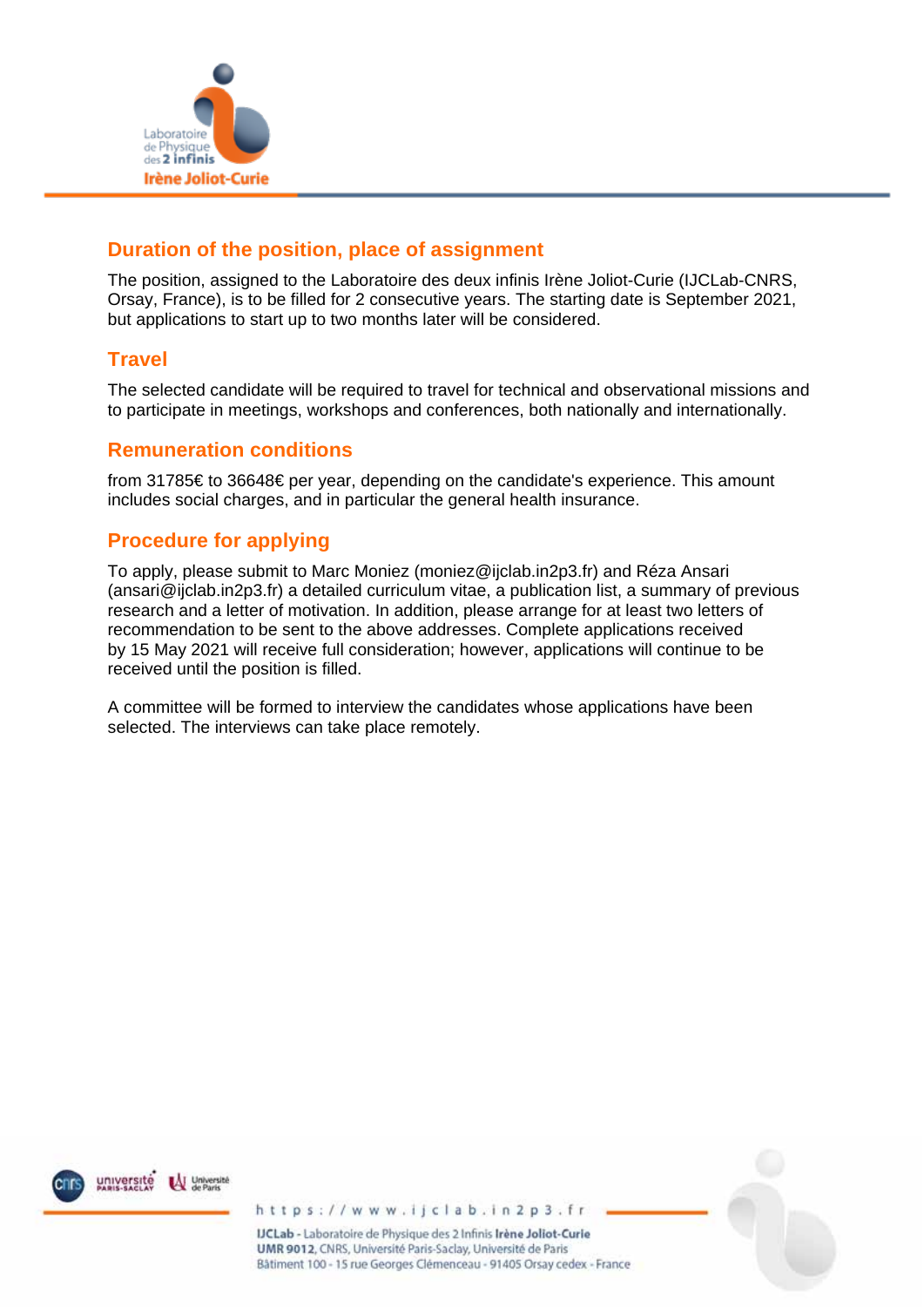## Duration of the position, place of assignment

The position, assigned to the Laboratoire des deux infinis Irène Joliot-Curie (IJCLab-CNRS, Orsay, France), is to be filled for 2 consecutive years. The starting date is September 2021, but applications to start up to two months later will be considered.

## Travel

The selected candidate will be required to travel for technical and observational missions and to participate in meetings, workshops and conferences, both nationally and internationally.

## Remuneration conditions

from 31785€ to 36648€ per year, depending on the candidate's experience. This amount includes social charges, and in particular the general health insurance.

## Procedure for applying

To apply, please submit to Marc Moniez (moniez@ijclab.in2p3.fr) and Réza Ansari (ansari@ijclab.in2p3.fr) a detailed curriculum vitae, a publication list, a summary of previous research and a letter of motivation. In addition, please arrange for at least two letters of recommendation to be sent to the above addresses. Complete applications received by 15 May 2021 will receive full consideration; however, applications will continue to be received until the position is filled.

A committee will be formed to interview the candidates whose applications have been selected. The interviews can take place remotely.